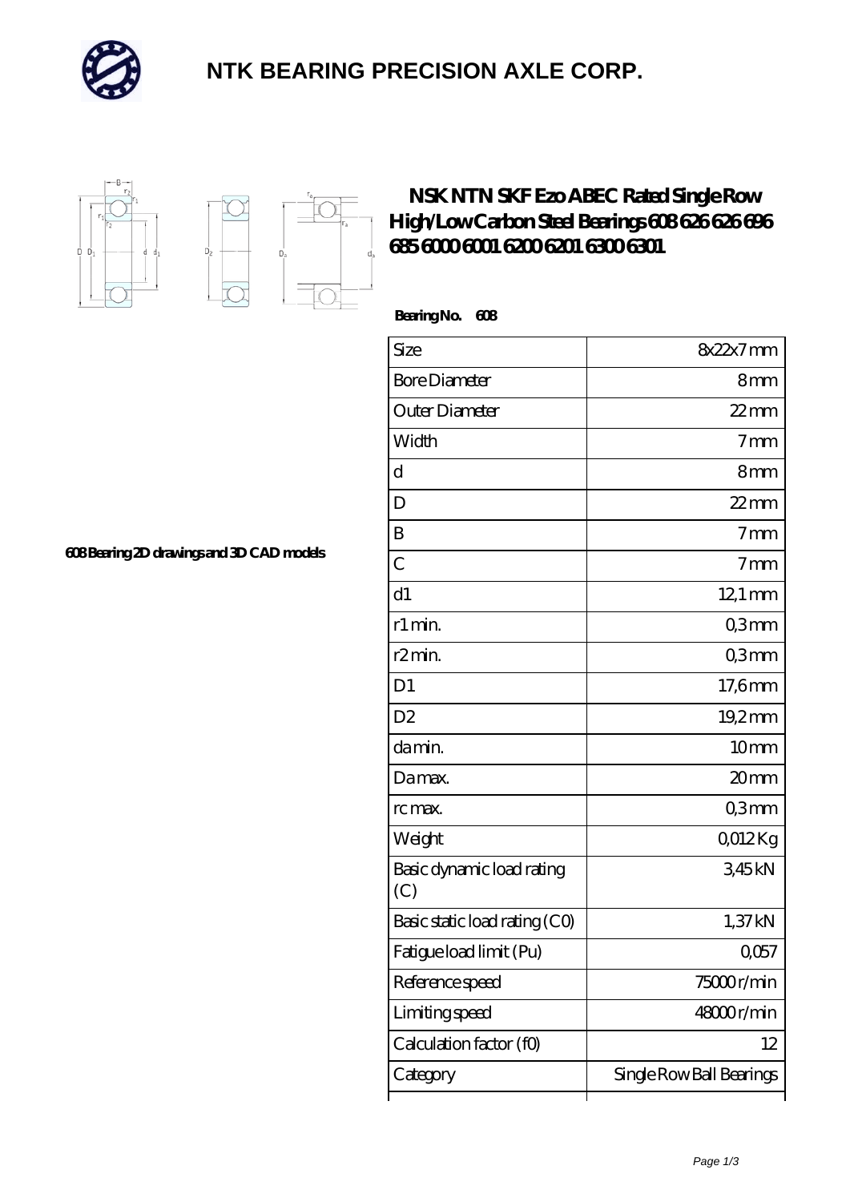# NTK BEARING PRECISION AXLE CORP.

## NSK NTN SKF Ezo ABEC Rated Single Row High/Low Carbon Steel Bearings 608 626 626 696 685 6000 6001 6200 6201 6300 6301

**Bearing No. 608**

608 Bearing 2D drawings and 3D CAD models

| | |
|---|---|
| Size | 8x22x7 mm |
| Bore Diameter | 8 mm |
| Outer Diameter | 22 mm |
| Width | 7 mm |
| d | 8 mm |
| D | 22 mm |
| B | 7 mm |
| C | 7 mm |
| d1 | 12,1 mm |
| r1 min. | 0,3 mm |
| r2 min. | 0,3 mm |
| D1 | 17,6 mm |
| D2 | 19,2 mm |
| da min. | 10 mm |
| Da max. | 20 mm |
| rc max. | 0,3 mm |
| Weight | 0,012 Kg |
| Basic dynamic load rating (C) | 3,45 kN |
| Basic static load rating (C0) | 1,37 kN |
| Fatigue load limit (Pu) | 0,057 |
| Reference speed | 75000 r/min |
| Limiting speed | 48000 r/min |
| Calculation factor (f0) | 12 |
| Category | Single Row Ball Bearings |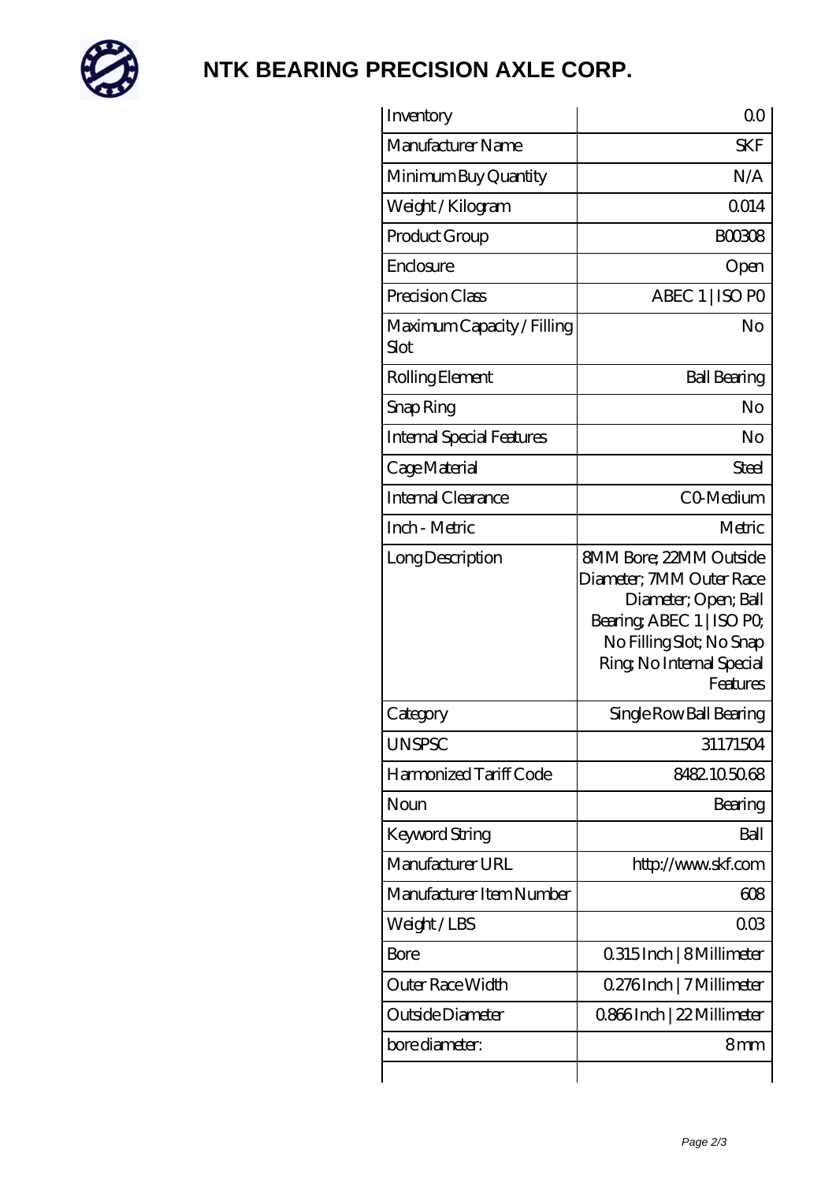# NTK BEARING PRECISION AXLE CORP.

| Inventory | 0.0 |
| --- | --- |
| Manufacturer Name | SKF |
| Minimum Buy Quantity | N/A |
| Weight / Kilogram | 0.014 |
| Product Group | B00308 |
| Enclosure | Open |
| Precision Class | ABEC 1 \| ISO P0 |
| Maximum Capacity / Filling Slot | No |
| Rolling Element | Ball Bearing |
| Snap Ring | No |
| Internal Special Features | No |
| Cage Material | Steel |
| Internal Clearance | C0-Medium |
| Inch - Metric | Metric |
| Long Description | 8MM Bore; 22MM Outside Diameter; 7MM Outer Race Diameter; Open; Ball Bearing; ABEC 1 \| ISO P0; No Filling Slot; No Snap Ring; No Internal Special Features |
| Category | Single Row Ball Bearing |
| UNSPSC | 31171504 |
| Harmonized Tariff Code | 8482.10.50.68 |
| Noun | Bearing |
| Keyword String | Ball |
| Manufacturer URL | http://www.skf.com |
| Manufacturer Item Number | 608 |
| Weight / LBS | 0.03 |
| Bore | 0.315 Inch \| 8 Millimeter |
| Outer Race Width | 0.276 Inch \| 7 Millimeter |
| Outside Diameter | 0.866 Inch \| 22 Millimeter |
| bore diameter: | 8 mm |
| | |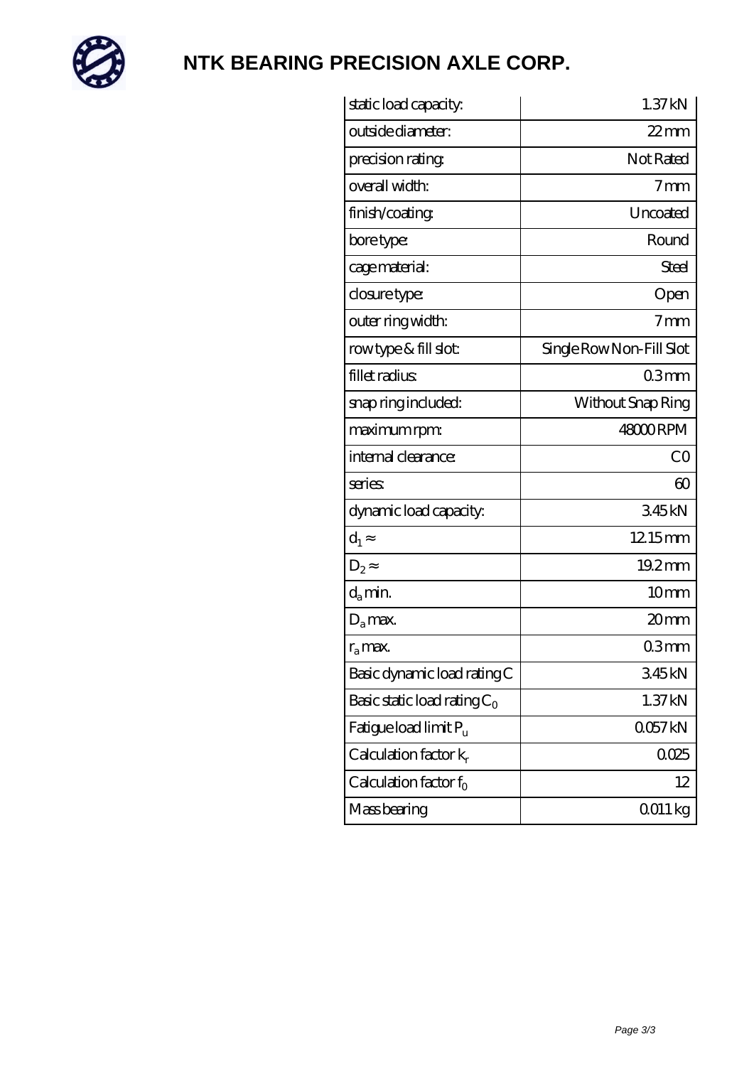# NTK BEARING PRECISION AXLE CORP.

| | |
|---|---|
| static load capacity: | 1.37 kN |
| outside diameter: | 22 mm |
| precision rating: | Not Rated |
| overall width: | 7 mm |
| finish/coating: | Uncoated |
| bore type: | Round |
| cage material: | Steel |
| closure type: | Open |
| outer ring width: | 7 mm |
| row type & fill slot: | Single Row Non-Fill Slot |
| fillet radius: | 0.3 mm |
| snap ring included: | Without Snap Ring |
| maximum rpm: | 48000 RPM |
| internal clearance: | C0 |
| series: | 60 |
| dynamic load capacity: | 3.45 kN |
| $d_1 \approx$ | 12.15 mm |
| $D_2 \approx$ | 19.2 mm |
| $d_a$ min. | 10 mm |
| $D_a$ max. | 20 mm |
| $r_a$ max. | 0.3 mm |
| Basic dynamic load rating C | 3.45 kN |
| Basic static load rating $C_0$ | 1.37 kN |
| Fatigue load limit $P_u$ | 0.057 kN |
| Calculation factor $k_r$ | 0.025 |
| Calculation factor $f_0$ | 12 |
| Mass bearing | 0.011 kg |